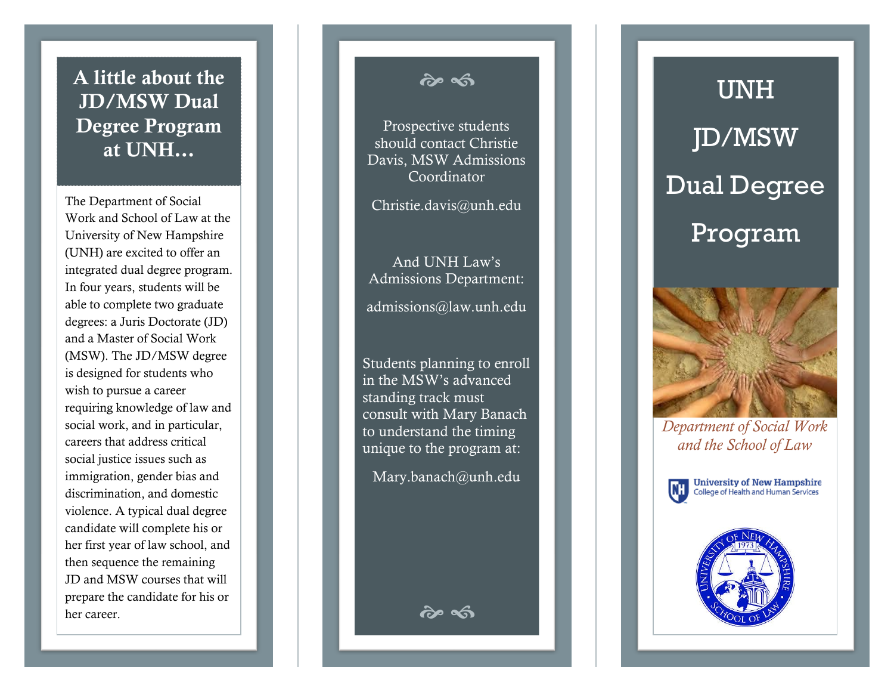# A little about the JD/MSW Dual Degree Program at UNH…

The Department of Social Work and School of Law at the University of New Hampshire (UNH) are excited to offer an integrated dual degree program. In four years, students will be able to complete two graduate degrees: a Juris Doctorate (JD) and a Master of Social Work (MSW). The JD/MSW degree is designed for students who wish to pursue a career requiring knowledge of law and social work, and in particular, careers that address critical social justice issues such as immigration, gender bias and discrimination, and domestic violence. A typical dual degree candidate will complete his or her first year of law school, and then sequence the remaining JD and MSW courses that will prepare the candidate for his or her career.

Prospective students should contact Christie Davis, MSW Admissions Coordinator

Christie.davis@unh.edu

And UNH Law's Admissions Department:

admissions@law.unh.edu

Students planning to enroll in the MSW's advanced standing track must consult with Mary Banach to understand the timing unique to the program at:

Mary.banach@unh.edu

# UNH JD/MSW Dual Degree Program

*Department of Social Work and the School of Law*

University of New Hampshire
College of Health and Human Services

University of New Hampshire School of Law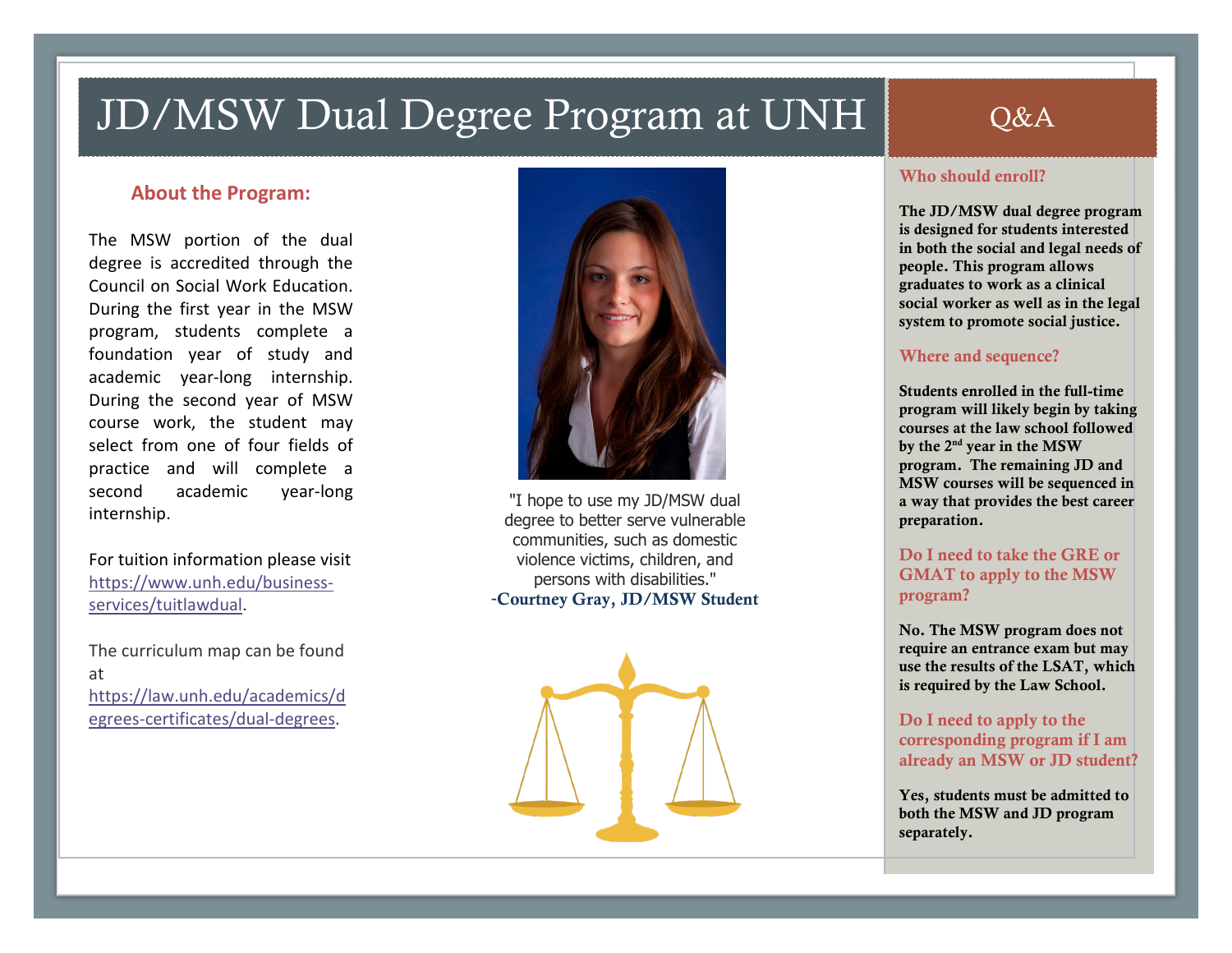# JD/MSW Dual Degree Program at UNH

## About the Program:

The MSW portion of the dual degree is accredited through the Council on Social Work Education. During the first year in the MSW program, students complete a foundation year of study and academic year-long internship. During the second year of MSW course work, the student may select from one of four fields of practice and will complete a second academic year-long internship.

For tuition information please visit https://www.unh.edu/business-services/tuitlawdual.

The curriculum map can be found at https://law.unh.edu/academics/degrees-certificates/dual-degrees.

"I hope to use my JD/MSW dual degree to better serve vulnerable communities, such as domestic violence victims, children, and persons with disabilities."
**-Courtney Gray, JD/MSW Student**

## Q&A

### Who should enroll?

**The JD/MSW dual degree program is designed for students interested in both the social and legal needs of people. This program allows graduates to work as a clinical social worker as well as in the legal system to promote social justice.**

### Where and sequence?

**Students enrolled in the full-time program will likely begin by taking courses at the law school followed by the 2nd year in the MSW program. The remaining JD and MSW courses will be sequenced in a way that provides the best career preparation.**

### Do I need to take the GRE or GMAT to apply to the MSW program?

**No. The MSW program does not require an entrance exam but may use the results of the LSAT, which is required by the Law School.**

### Do I need to apply to the corresponding program if I am already an MSW or JD student?

**Yes, students must be admitted to both the MSW and JD program separately.**